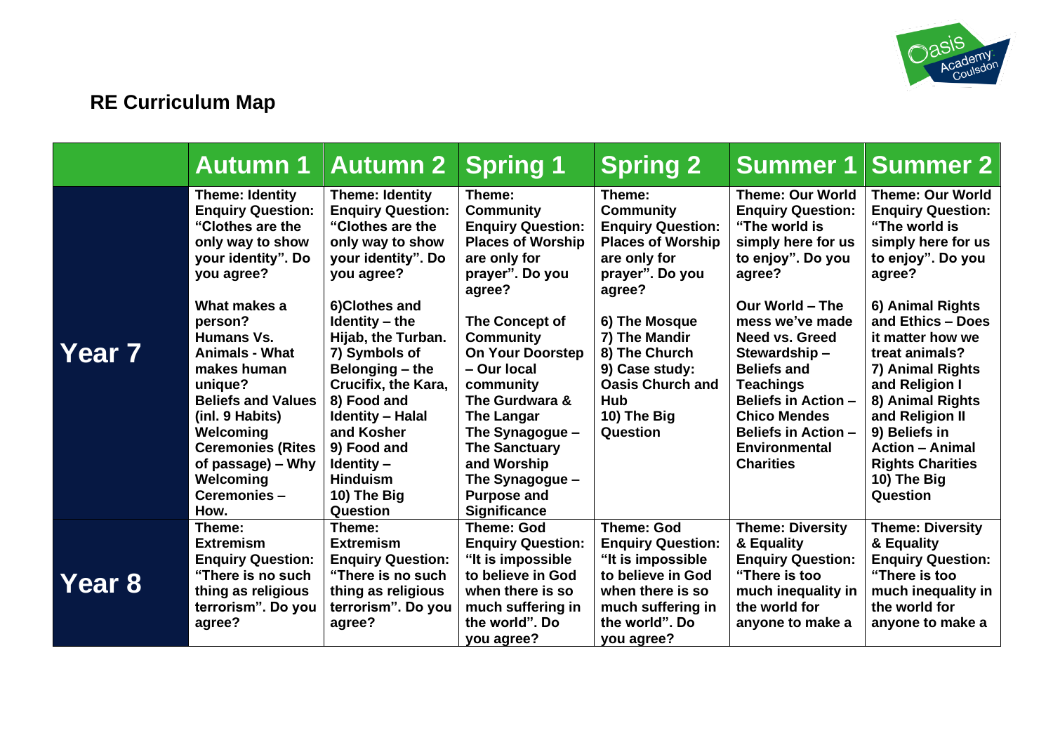## RE Curriculum Map

| | Autumn 1 | Autumn 2 | Spring 1 | Spring 2 | Summer 1 | Summer 2 |
|---|---|---|---|---|---|---|
| **Year 7** | **Theme: Identity**<br>**Enquiry Question: "Clothes are the only way to show your identity". Do you agree?**<br><br>**What makes a person?**<br>**Humans Vs. Animals - What makes human unique?**<br>**Beliefs and Values (inl. 9 Habits)**<br>**Welcoming Ceremonies (Rites of passage) – Why**<br>**Welcoming Ceremonies – How.** | **Theme: Identity**<br>**Enquiry Question: "Clothes are the only way to show your identity". Do you agree?**<br><br>**6)Clothes and Identity – the Hijab, the Turban.**<br>**7) Symbols of Belonging – the Crucifix, the Kara,**<br>**8) Food and Identity – Halal and Kosher**<br>**9) Food and Identity – Hinduism**<br>**10) The Big Question** | **Theme: Community**<br>**Enquiry Question: Places of Worship are only for prayer". Do you agree?**<br><br>**The Concept of Community**<br>**On Your Doorstep – Our local community**<br>**The Gurdwara & The Langar**<br>**The Synagogue – The Sanctuary and Worship**<br>**The Synagogue – Purpose and Significance** | **Theme: Community**<br>**Enquiry Question: Places of Worship are only for prayer". Do you agree?**<br><br>**6) The Mosque**<br>**7) The Mandir**<br>**8) The Church**<br>**9) Case study: Oasis Church and Hub**<br>**10) The Big Question** | **Theme: Our World**<br>**Enquiry Question: "The world is simply here for us to enjoy". Do you agree?**<br><br>**Our World – The mess we've made**<br>**Need vs. Greed**<br>**Stewardship – Beliefs and Teachings**<br>**Beliefs in Action – Chico Mendes**<br>**Beliefs in Action – Environmental Charities** | **Theme: Our World**<br>**Enquiry Question: "The world is simply here for us to enjoy". Do you agree?**<br><br>**6) Animal Rights and Ethics – Does it matter how we treat animals?**<br>**7) Animal Rights and Religion I**<br>**8) Animal Rights and Religion II**<br>**9) Beliefs in Action – Animal Rights Charities**<br>**10) The Big Question** |
| **Year 8** | **Theme: Extremism**<br>**Enquiry Question: "There is no such thing as religious terrorism". Do you agree?** | **Theme: Extremism**<br>**Enquiry Question: "There is no such thing as religious terrorism". Do you agree?** | **Theme: God**<br>**Enquiry Question: "It is impossible to believe in God when there is so much suffering in the world". Do you agree?** | **Theme: God**<br>**Enquiry Question: "It is impossible to believe in God when there is so much suffering in the world". Do you agree?** | **Theme: Diversity & Equality**<br>**Enquiry Question: "There is too much inequality in the world for anyone to make a** | **Theme: Diversity & Equality**<br>**Enquiry Question: "There is too much inequality in the world for anyone to make a** |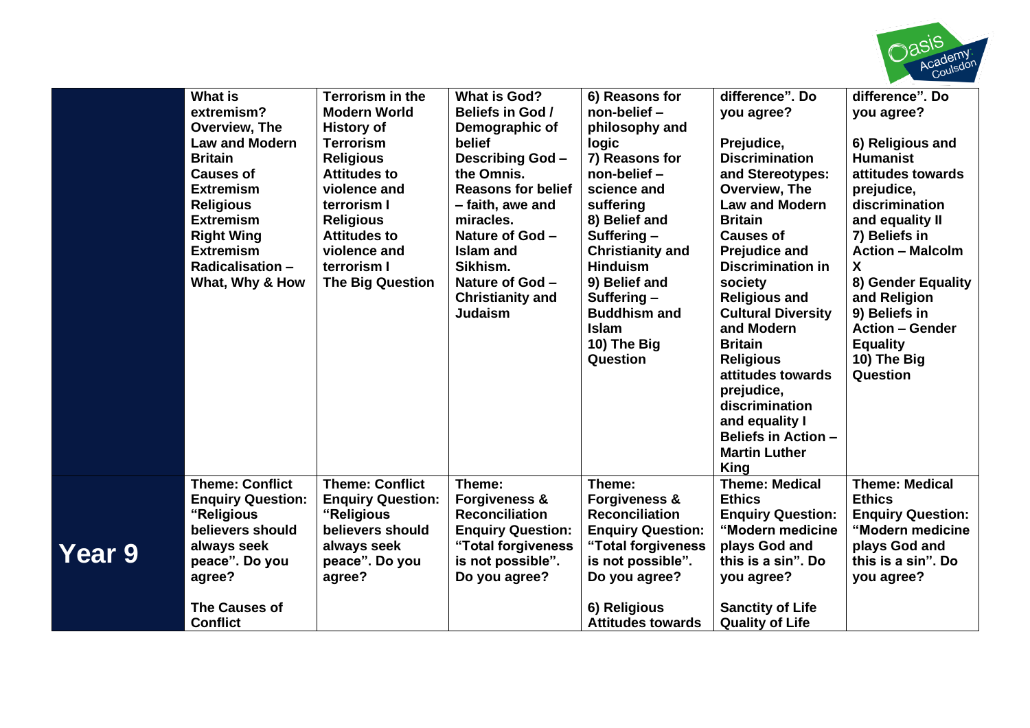| | | | | | | |
|---|---|---|---|---|---|---|
| | **What is extremism?**<br>**Overview, The Law and Modern Britain**<br>**Causes of Extremism**<br>**Religious Extremism**<br>**Right Wing Extremism**<br>**Radicalisation – What, Why & How** | **Terrorism in the Modern World**<br>**History of Terrorism**<br>**Religious Attitudes to violence and terrorism I**<br>**Religious Attitudes to violence and terrorism I**<br>**The Big Question** | **What is God?**<br>**Beliefs in God / Demographic of belief**<br>**Describing God – the Omnis.**<br>**Reasons for belief – faith, awe and miracles.**<br>**Nature of God – Islam and Sikhism.**<br>**Nature of God – Christianity and Judaism** | **6) Reasons for non-belief – philosophy and logic**<br>**7) Reasons for non-belief – science and suffering**<br>**8) Belief and Suffering – Christianity and Hinduism**<br>**9) Belief and Suffering – Buddhism and Islam**<br>**10) The Big Question** | **difference". Do you agree?**<br><br>**Prejudice, Discrimination and Stereotypes: Overview, The Law and Modern Britain**<br>**Causes of Prejudice and Discrimination in society**<br>**Religious and Cultural Diversity and Modern Britain**<br>**Religious attitudes towards prejudice, discrimination and equality I**<br>**Beliefs in Action – Martin Luther King** | **difference". Do you agree?**<br><br>**6) Religious and Humanist attitudes towards prejudice, discrimination and equality II**<br>**7) Beliefs in Action – Malcolm X**<br>**8) Gender Equality and Religion**<br>**9) Beliefs in Action – Gender Equality**<br>**10) The Big Question** |
| **Year 9** | **Theme: Conflict**<br>**Enquiry Question: "Religious believers should always seek peace". Do you agree?**<br><br>**The Causes of Conflict** | **Theme: Conflict**<br>**Enquiry Question: "Religious believers should always seek peace". Do you agree?** | **Theme: Forgiveness & Reconciliation**<br>**Enquiry Question: "Total forgiveness is not possible". Do you agree?** | **Theme: Forgiveness & Reconciliation**<br>**Enquiry Question: "Total forgiveness is not possible". Do you agree?**<br><br>**6) Religious Attitudes towards** | **Theme: Medical Ethics**<br>**Enquiry Question: "Modern medicine plays God and this is a sin". Do you agree?**<br><br>**Sanctity of Life**<br>**Quality of Life** | **Theme: Medical Ethics**<br>**Enquiry Question: "Modern medicine plays God and this is a sin". Do you agree?** |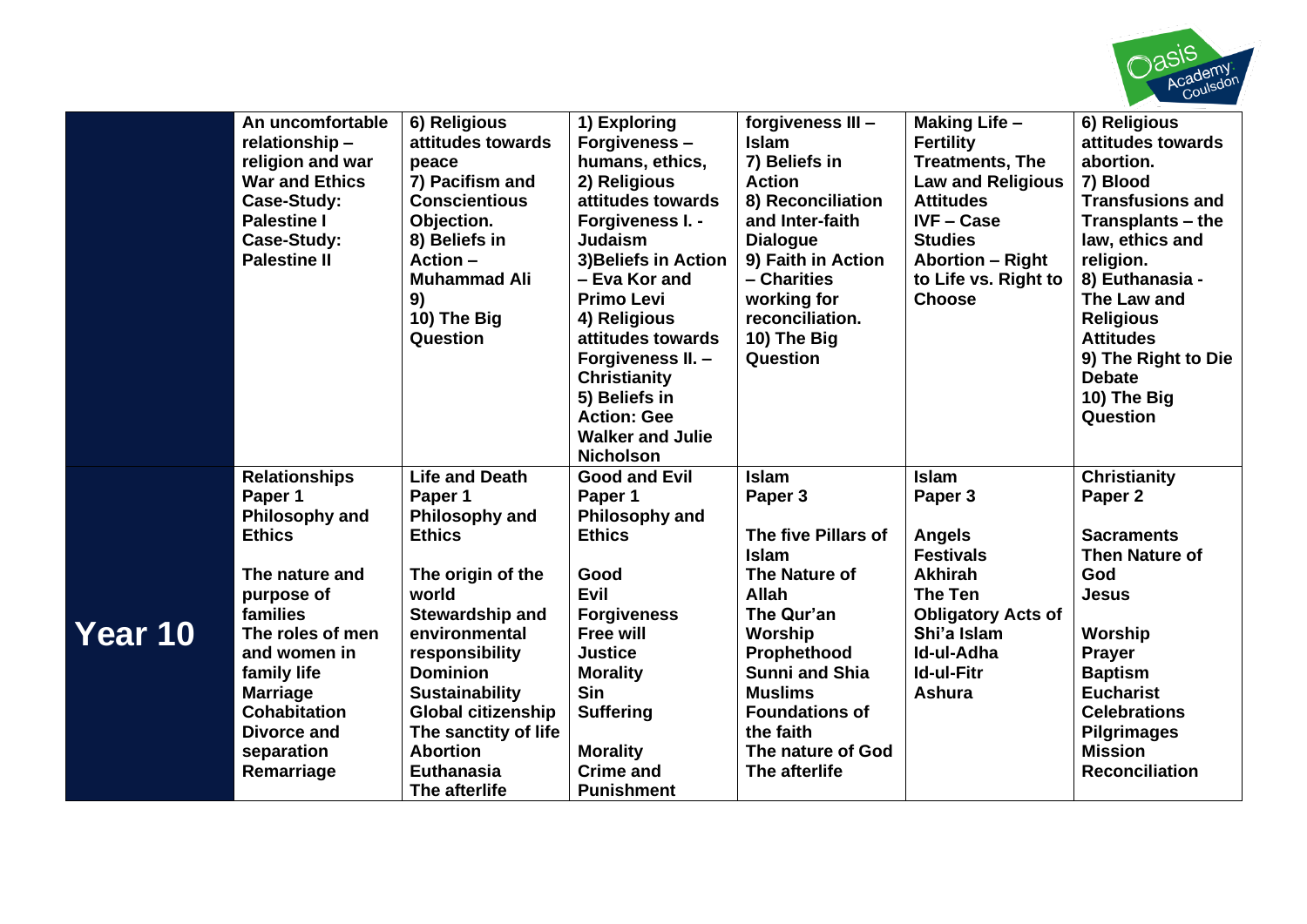| | | | | | | |
|---|---|---|---|---|---|---|
| | **An uncomfortable relationship – religion and war** **War and Ethics** **Case-Study: Palestine I** **Case-Study: Palestine II** | **6) Religious attitudes towards peace** **7) Pacifism and Conscientious Objection.** **8) Beliefs in Action – Muhammad Ali** **9)** **10) The Big Question** | **1) Exploring Forgiveness – humans, ethics,** **2) Religious attitudes towards Forgiveness I. - Judaism** **3)Beliefs in Action – Eva Kor and Primo Levi** **4) Religious attitudes towards Forgiveness II. – Christianity** **5) Beliefs in Action: Gee Walker and Julie Nicholson** | **forgiveness III – Islam** **7) Beliefs in Action** **8) Reconciliation and Inter-faith Dialogue** **9) Faith in Action – Charities working for reconciliation.** **10) The Big Question** | **Making Life – Fertility Treatments, The Law and Religious Attitudes** **IVF – Case Studies** **Abortion – Right to Life vs. Right to Choose** | **6) Religious attitudes towards abortion.** **7) Blood Transfusions and Transplants – the law, ethics and religion.** **8) Euthanasia - The Law and Religious Attitudes** **9) The Right to Die Debate** **10) The Big Question** |
| **Year 10** | **Relationships** **Paper 1** **Philosophy and Ethics** <br><br> **The nature and purpose of families** **The roles of men and women in family life** **Marriage** **Cohabitation** **Divorce and separation** **Remarriage** | **Life and Death** **Paper 1** **Philosophy and Ethics** <br><br> **The origin of the world** **Stewardship and environmental responsibility** **Dominion** **Sustainability** **Global citizenship** **The sanctity of life** **Abortion** **Euthanasia** **The afterlife** | **Good and Evil** **Paper 1** **Philosophy and Ethics** <br><br> **Good** **Evil** **Forgiveness** **Free will** **Justice** **Morality** **Sin** **Suffering** <br><br> **Morality** **Crime and Punishment** | **Islam** **Paper 3** <br><br> **The five Pillars of Islam** **The Nature of Allah** **The Qur'an** **Worship** **Prophethood** **Sunni and Shia Muslims** **Foundations of the faith** **The nature of God** **The afterlife** | **Islam** **Paper 3** <br><br> **Angels** **Festivals** **Akhirah** **The Ten Obligatory Acts of Shi'a Islam** **Id-ul-Adha** **Id-ul-Fitr** **Ashura** | **Christianity** **Paper 2** <br><br> **Sacraments** **Then Nature of God** **Jesus** <br><br> **Worship** **Prayer** **Baptism** **Eucharist** **Celebrations** **Pilgrimages** **Mission** **Reconciliation** |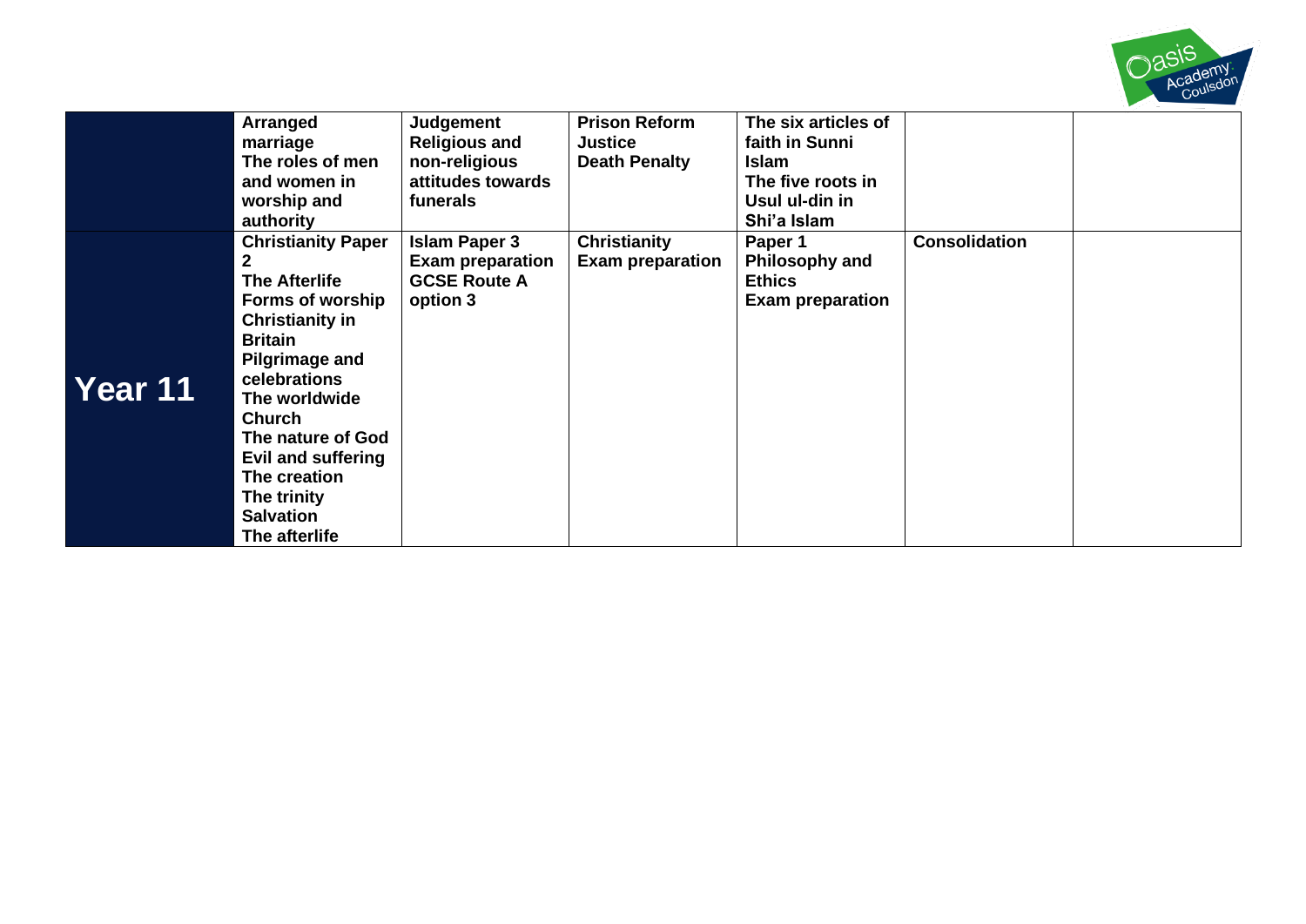| | | | | | | |
|---|---|---|---|---|---|---|
| | **Arranged marriage**<br>**The roles of men and women in worship and authority** | **Judgement**<br>**Religious and non-religious attitudes towards funerals** | **Prison Reform**<br>**Justice**<br>**Death Penalty** | **The six articles of faith in Sunni Islam**<br>**The five roots in Usul ul-din in Shi'a Islam** | | |
| **Year 11** | **Christianity Paper 2**<br>**The Afterlife**<br>**Forms of worship**<br>**Christianity in Britain**<br>**Pilgrimage and celebrations**<br>**The worldwide Church**<br>**The nature of God**<br>**Evil and suffering**<br>**The creation**<br>**The trinity**<br>**Salvation**<br>**The afterlife** | **Islam Paper 3**<br>**Exam preparation**<br>**GCSE Route A option 3** | **Christianity**<br>**Exam preparation** | **Paper 1**<br>**Philosophy and Ethics**<br>**Exam preparation** | **Consolidation** | |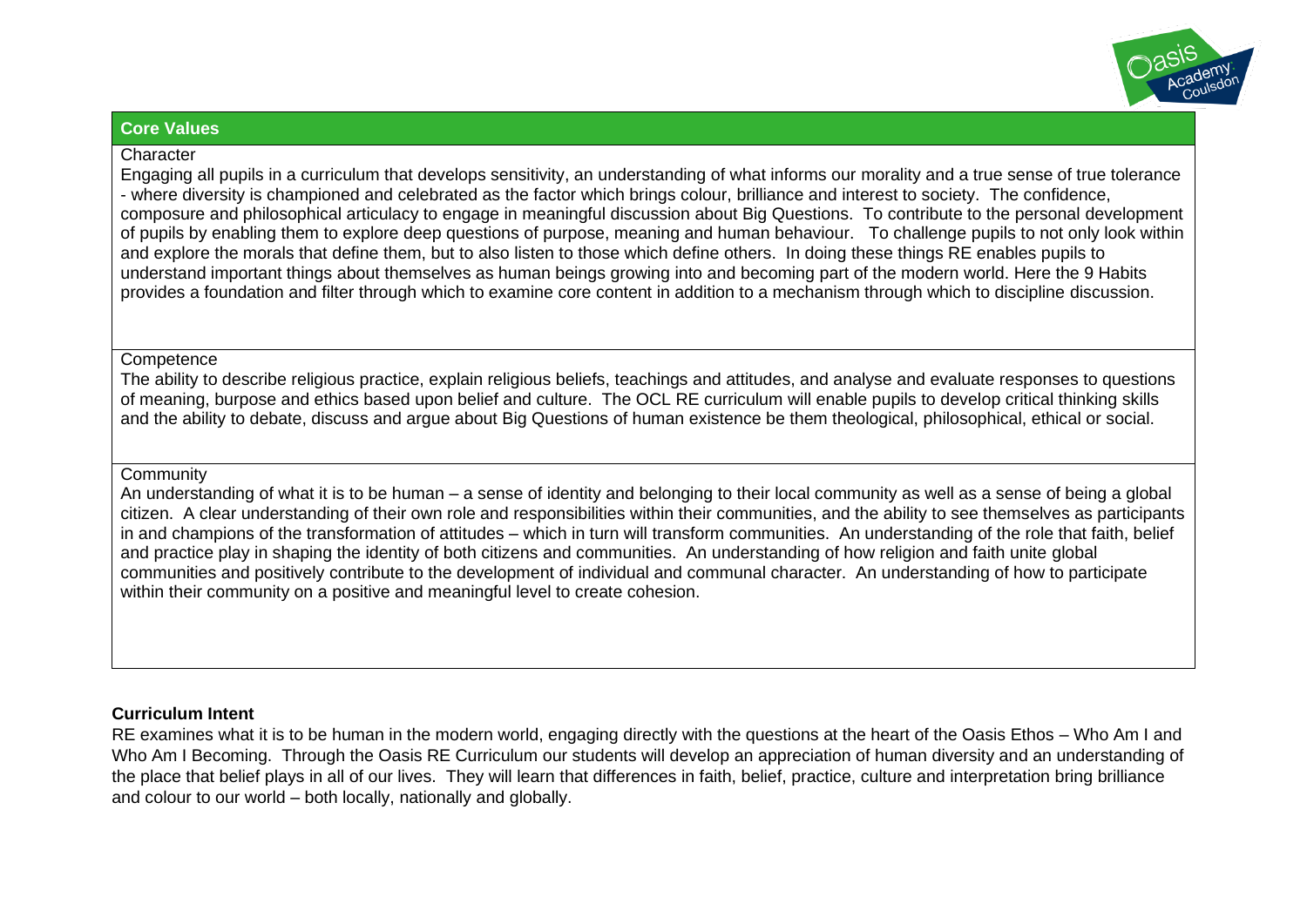## Core Values

Character

Engaging all pupils in a curriculum that develops sensitivity, an understanding of what informs our morality and a true sense of true tolerance - where diversity is championed and celebrated as the factor which brings colour, brilliance and interest to society. The confidence, composure and philosophical articulacy to engage in meaningful discussion about Big Questions. To contribute to the personal development of pupils by enabling them to explore deep questions of purpose, meaning and human behaviour. To challenge pupils to not only look within and explore the morals that define them, but to also listen to those which define others. In doing these things RE enables pupils to understand important things about themselves as human beings growing into and becoming part of the modern world. Here the 9 Habits provides a foundation and filter through which to examine core content in addition to a mechanism through which to discipline discussion.

Competence

The ability to describe religious practice, explain religious beliefs, teachings and attitudes, and analyse and evaluate responses to questions of meaning, burpose and ethics based upon belief and culture. The OCL RE curriculum will enable pupils to develop critical thinking skills and the ability to debate, discuss and argue about Big Questions of human existence be them theological, philosophical, ethical or social.

Community

An understanding of what it is to be human – a sense of identity and belonging to their local community as well as a sense of being a global citizen. A clear understanding of their own role and responsibilities within their communities, and the ability to see themselves as participants in and champions of the transformation of attitudes – which in turn will transform communities. An understanding of the role that faith, belief and practice play in shaping the identity of both citizens and communities. An understanding of how religion and faith unite global communities and positively contribute to the development of individual and communal character. An understanding of how to participate within their community on a positive and meaningful level to create cohesion.

**Curriculum Intent**

RE examines what it is to be human in the modern world, engaging directly with the questions at the heart of the Oasis Ethos – Who Am I and Who Am I Becoming. Through the Oasis RE Curriculum our students will develop an appreciation of human diversity and an understanding of the place that belief plays in all of our lives. They will learn that differences in faith, belief, practice, culture and interpretation bring brilliance and colour to our world – both locally, nationally and globally.